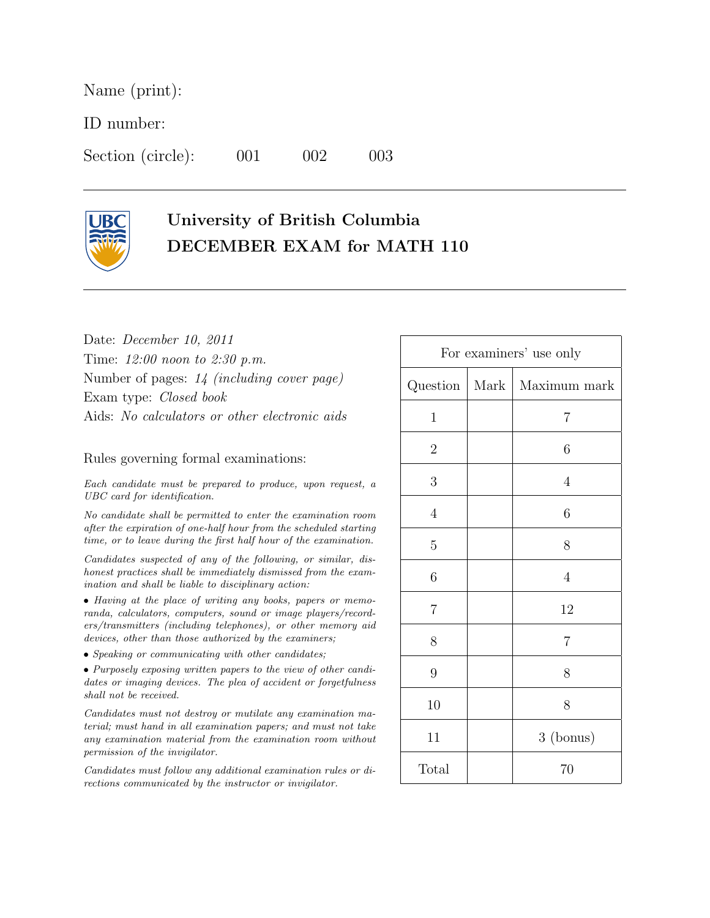Name (print):

ID number:

Section (circle): 001 002 003

---

# University of British Columbia
# DECEMBER EXAM for MATH 110

---

Date: *December 10, 2011*

Time: *12:00 noon to 2:30 p.m.*

Number of pages: *14 (including cover page)*

Exam type: *Closed book*

Aids: *No calculators or other electronic aids*

Rules governing formal examinations:

*Each candidate must be prepared to produce, upon request, a UBC card for identification.*

*No candidate shall be permitted to enter the examination room after the expiration of one-half hour from the scheduled starting time, or to leave during the first half hour of the examination.*

*Candidates suspected of any of the following, or similar, dishonest practices shall be immediately dismissed from the examination and shall be liable to disciplinary action:*

- *Having at the place of writing any books, papers or memoranda, calculators, computers, sound or image players/recorders/transmitters (including telephones), or other memory aid devices, other than those authorized by the examiners;*
- *Speaking or communicating with other candidates;*
- *Purposely exposing written papers to the view of other candidates or imaging devices. The plea of accident or forgetfulness shall not be received.*

*Candidates must not destroy or mutilate any examination material; must hand in all examination papers; and must not take any examination material from the examination room without permission of the invigilator.*

*Candidates must follow any additional examination rules or directions communicated by the instructor or invigilator.*

| For examiners' use only | | |
|---|---|---|
| Question | Mark | Maximum mark |
| 1 | | 7 |
| 2 | | 6 |
| 3 | | 4 |
| 4 | | 6 |
| 5 | | 8 |
| 6 | | 4 |
| 7 | | 12 |
| 8 | | 7 |
| 9 | | 8 |
| 10 | | 8 |
| 11 | | 3 (bonus) |
| Total | | 70 |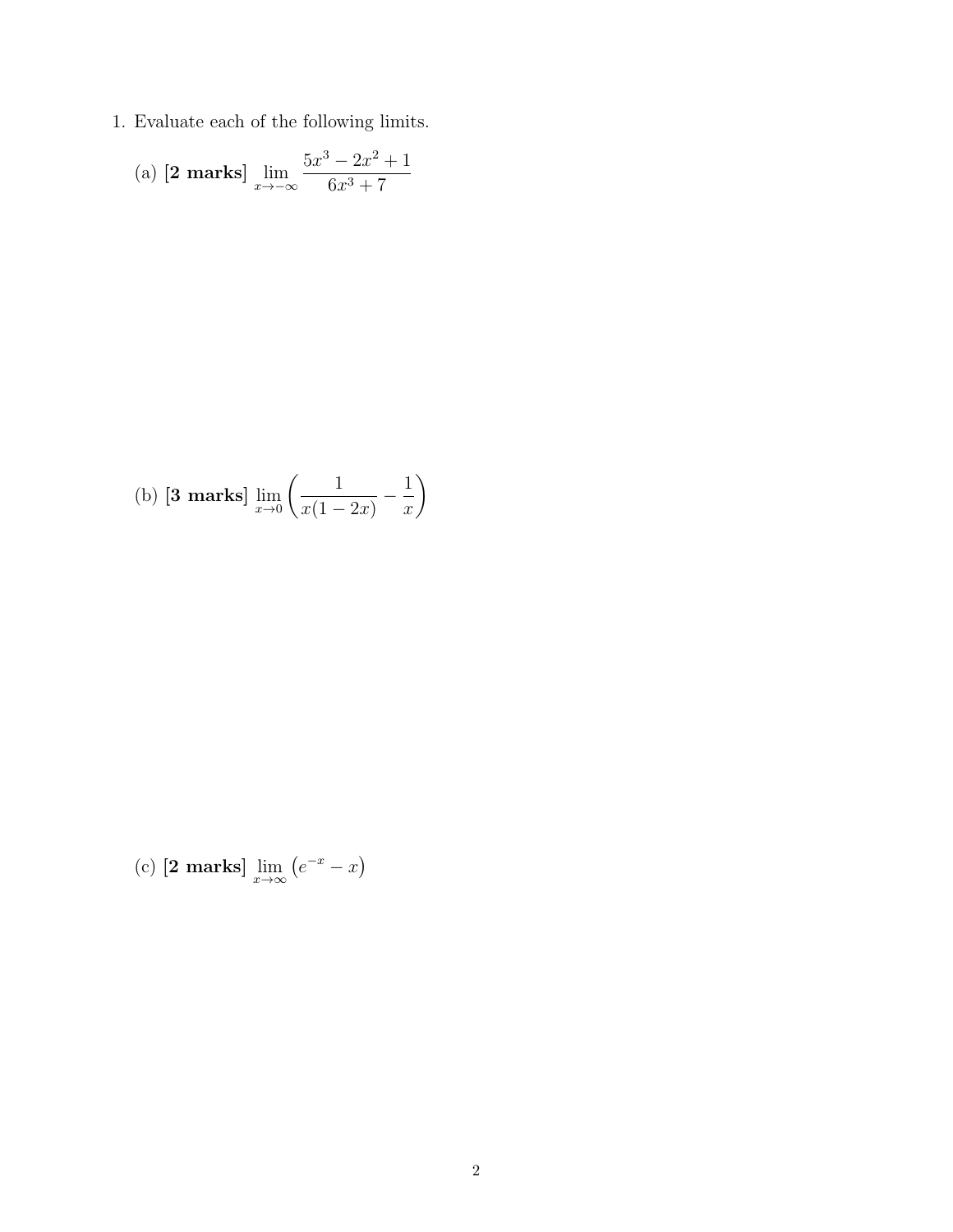1. Evaluate each of the following limits.

   (a) **[2 marks]** $\displaystyle\lim_{x\to-\infty} \frac{5x^3 - 2x^2 + 1}{6x^3 + 7}$

   (b) **[3 marks]** $\displaystyle\lim_{x\to 0} \left( \frac{1}{x(1-2x)} - \frac{1}{x} \right)$

   (c) **[2 marks]** $\displaystyle\lim_{x\to\infty} \left( e^{-x} - x \right)$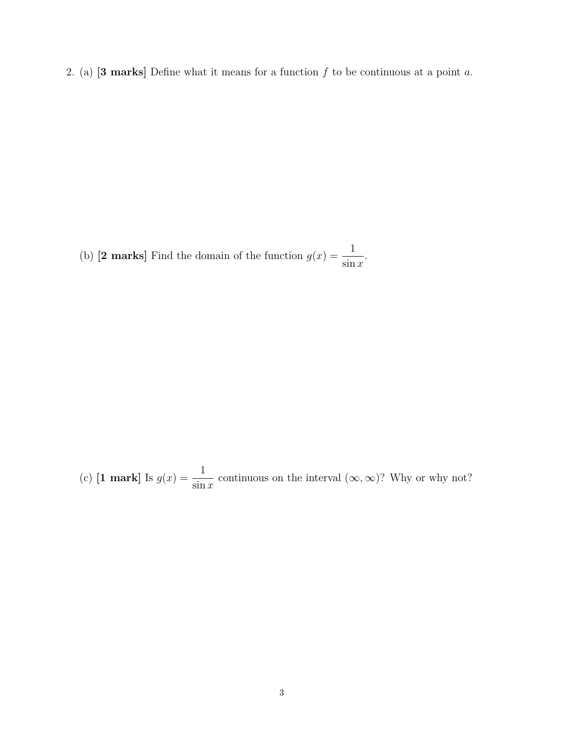2. (a) **[3 marks]** Define what it means for a function $f$ to be continuous at a point $a$.

(b) **[2 marks]** Find the domain of the function $g(x) = \dfrac{1}{\sin x}$.

(c) **[1 mark]** Is $g(x) = \dfrac{1}{\sin x}$ continuous on the interval $(\infty, \infty)$? Why or why not?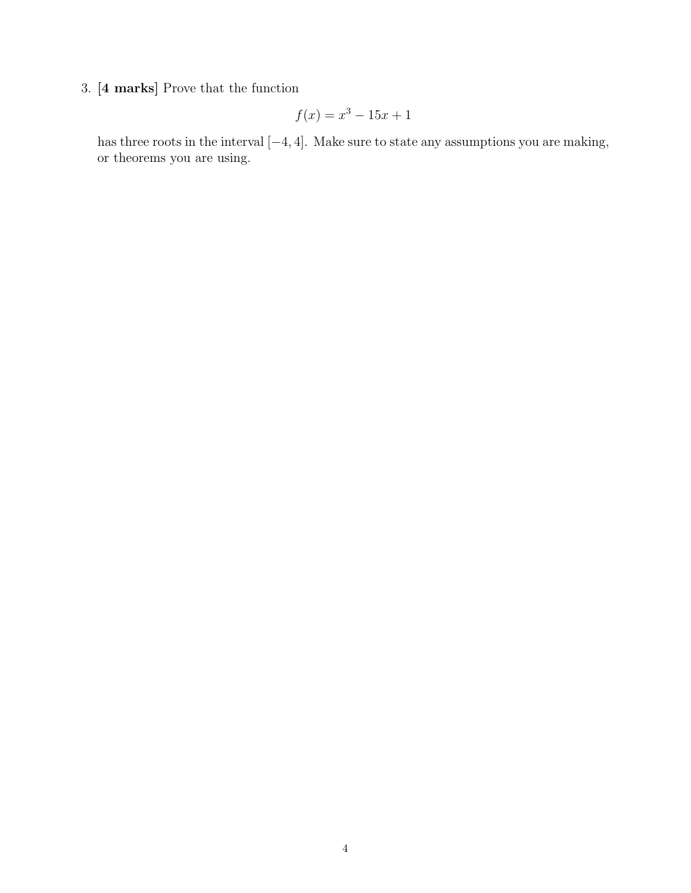3. **[4 marks]** Prove that the function

$$f(x) = x^3 - 15x + 1$$

has three roots in the interval $[-4, 4]$. Make sure to state any assumptions you are making, or theorems you are using.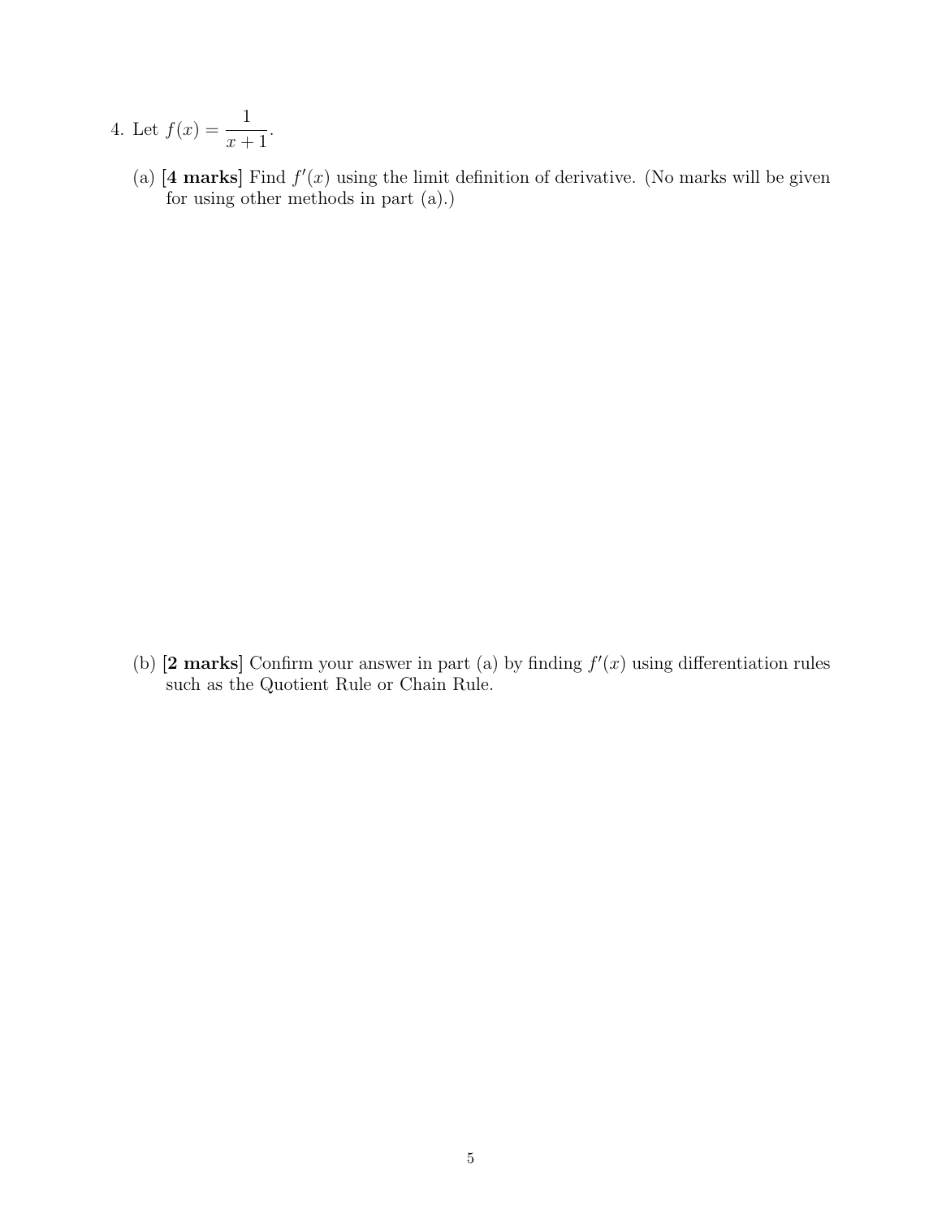4. Let $f(x) = \dfrac{1}{x+1}$.

   (a) **[4 marks]** Find $f'(x)$ using the limit definition of derivative. (No marks will be given for using other methods in part (a).)

   (b) **[2 marks]** Confirm your answer in part (a) by finding $f'(x)$ using differentiation rules such as the Quotient Rule or Chain Rule.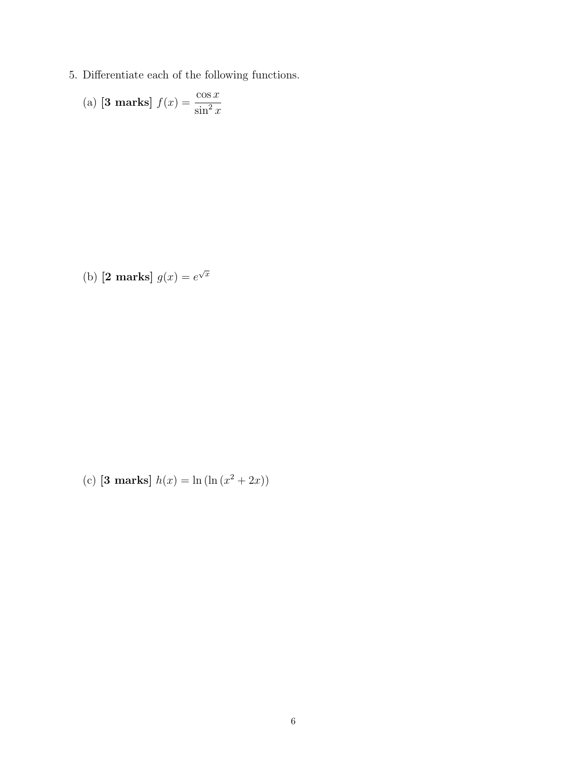5. Differentiate each of the following functions.

(a) **[3 marks]** $f(x) = \dfrac{\cos x}{\sin^2 x}$

(b) **[2 marks]** $g(x) = e^{\sqrt{x}}$

(c) **[3 marks]** $h(x) = \ln\left(\ln\left(x^2 + 2x\right)\right)$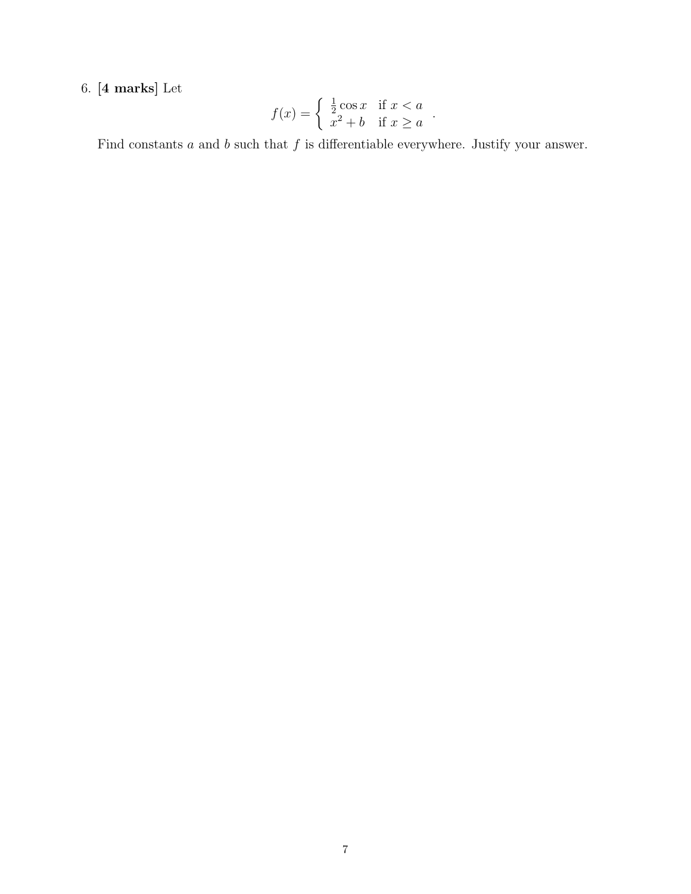6. **[4 marks]** Let

$$f(x) = \begin{cases} \frac{1}{2}\cos x & \text{if } x < a \\ x^2 + b & \text{if } x \geq a \end{cases}.$$

Find constants $a$ and $b$ such that $f$ is differentiable everywhere. Justify your answer.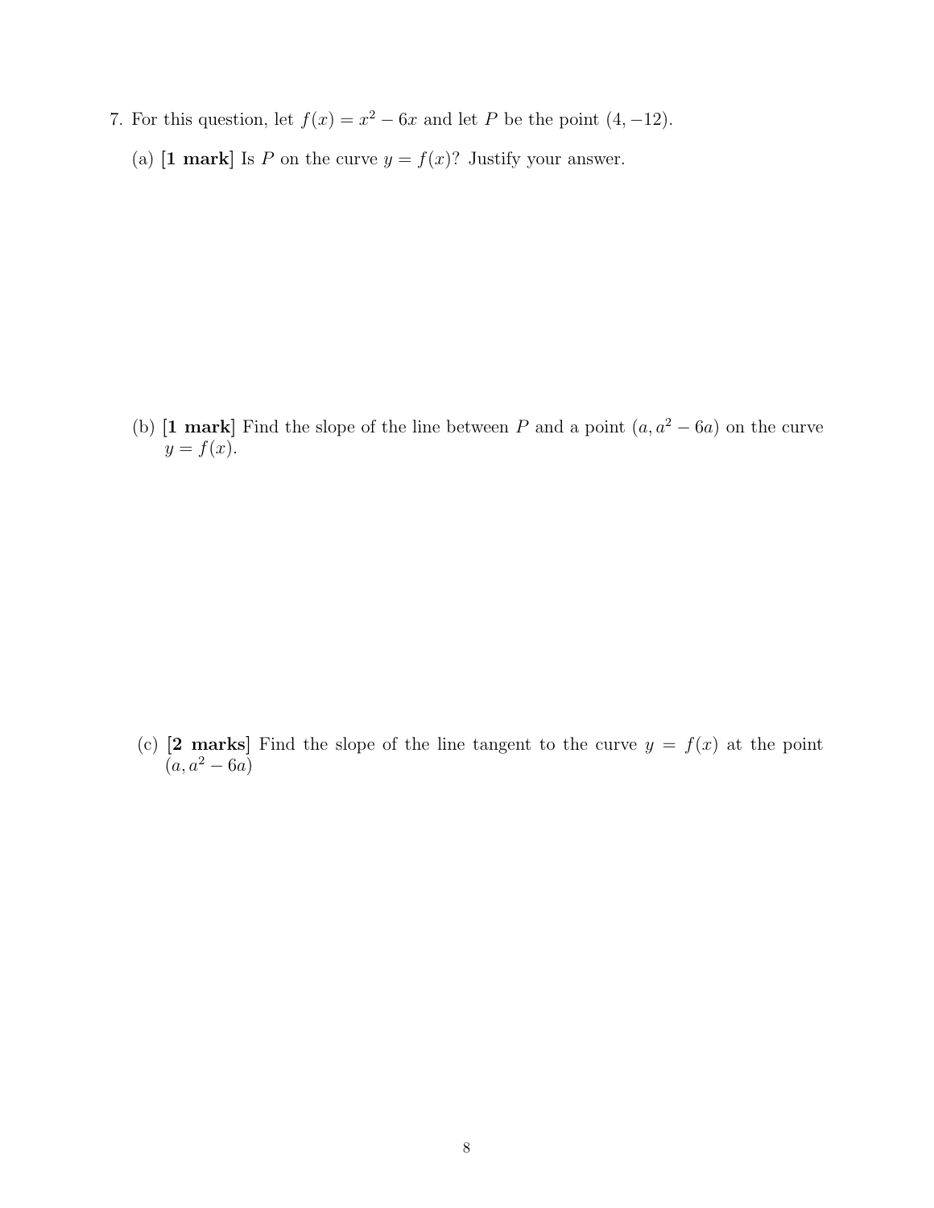7. For this question, let $f(x) = x^2 - 6x$ and let $P$ be the point $(4, -12)$.

   (a) **[1 mark]** Is $P$ on the curve $y = f(x)$? Justify your answer.

   (b) **[1 mark]** Find the slope of the line between $P$ and a point $(a, a^2 - 6a)$ on the curve $y = f(x)$.

   (c) **[2 marks]** Find the slope of the line tangent to the curve $y = f(x)$ at the point $(a, a^2 - 6a)$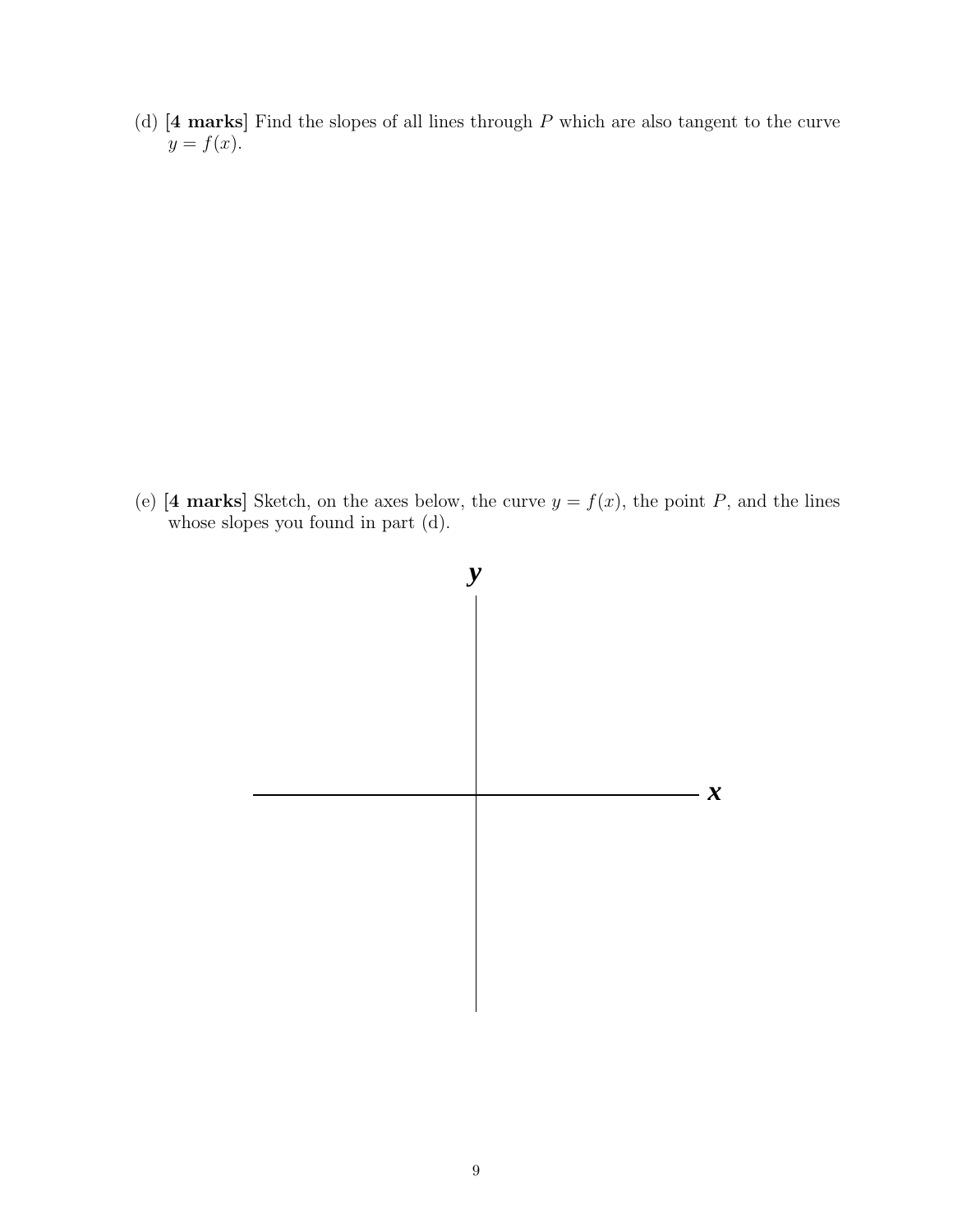(d) **[4 marks]** Find the slopes of all lines through $P$ which are also tangent to the curve $y = f(x)$.

(e) **[4 marks]** Sketch, on the axes below, the curve $y = f(x)$, the point $P$, and the lines whose slopes you found in part (d).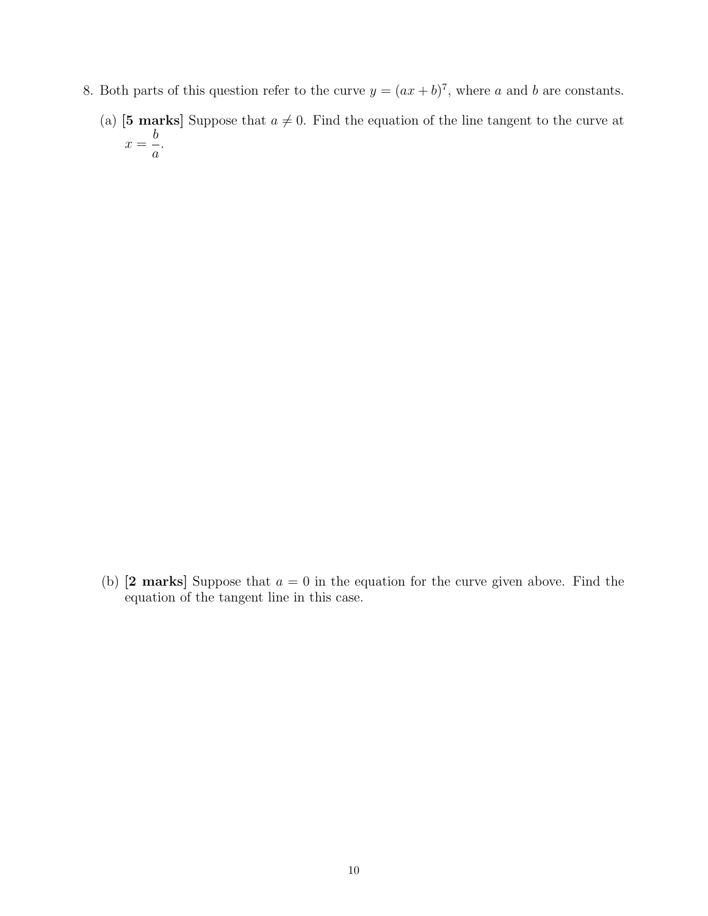8. Both parts of this question refer to the curve $y = (ax + b)^7$, where $a$ and $b$ are constants.

   (a) **[5 marks]** Suppose that $a \neq 0$. Find the equation of the line tangent to the curve at $x = \dfrac{b}{a}$.

   (b) **[2 marks]** Suppose that $a = 0$ in the equation for the curve given above. Find the equation of the tangent line in this case.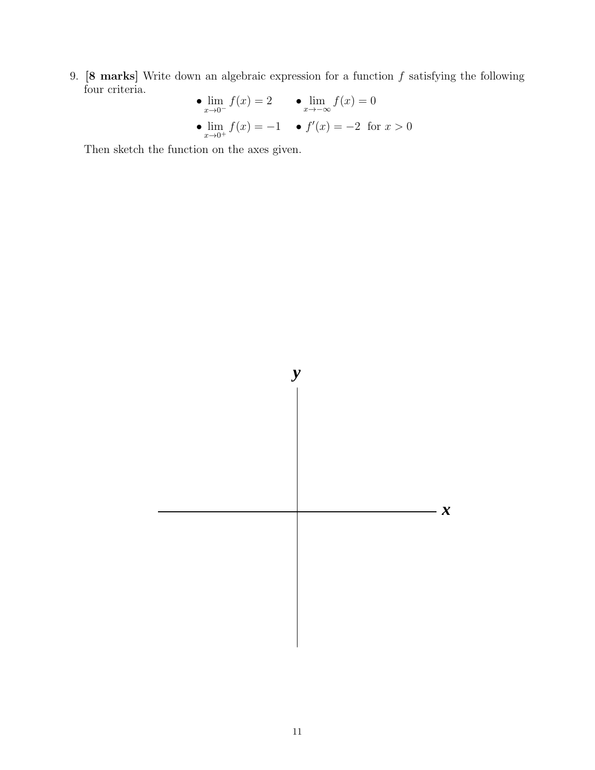9. **[8 marks]** Write down an algebraic expression for a function $f$ satisfying the following four criteria.

- $\lim_{x \to 0^-} f(x) = 2$
- $\lim_{x \to -\infty} f(x) = 0$
- $\lim_{x \to 0^+} f(x) = -1$
- $f'(x) = -2$ for $x > 0$

Then sketch the function on the axes given.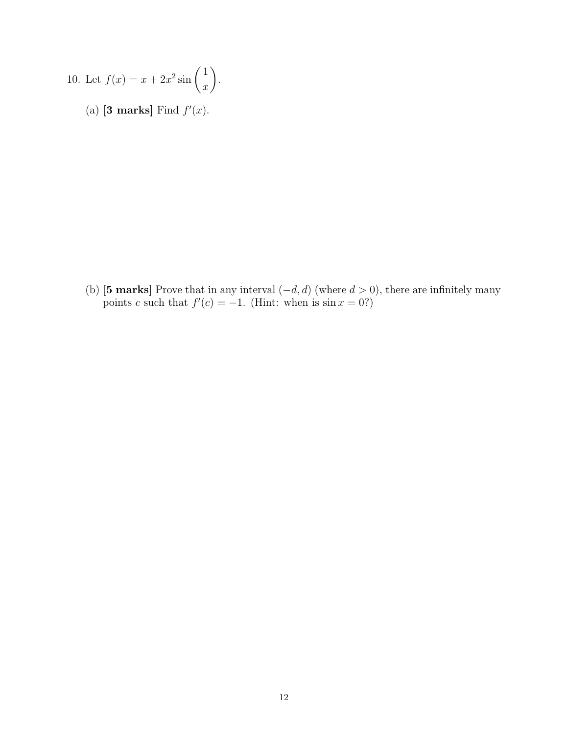10. Let $f(x) = x + 2x^2 \sin\left(\frac{1}{x}\right)$.

   (a) **[3 marks]** Find $f'(x)$.

   (b) **[5 marks]** Prove that in any interval $(-d, d)$ (where $d > 0$), there are infinitely many points $c$ such that $f'(c) = -1$. (Hint: when is $\sin x = 0$?)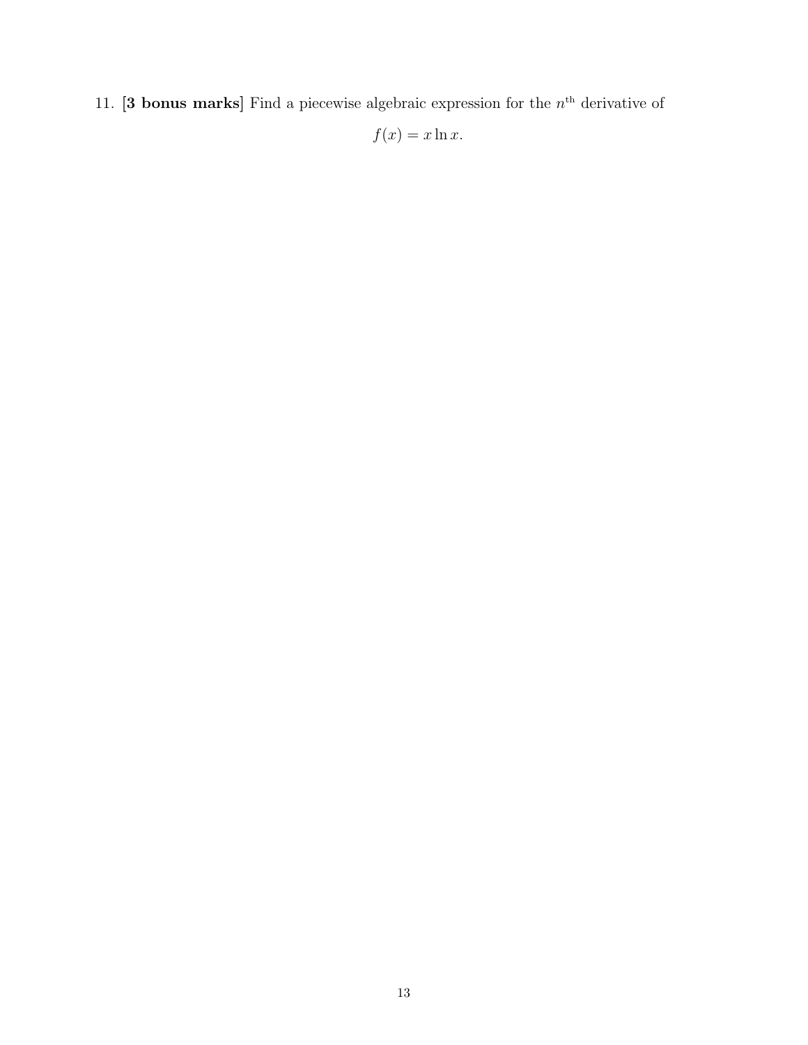11. **[3 bonus marks]** Find a piecewise algebraic expression for the $n^{\text{th}}$ derivative of

$$f(x) = x \ln x.$$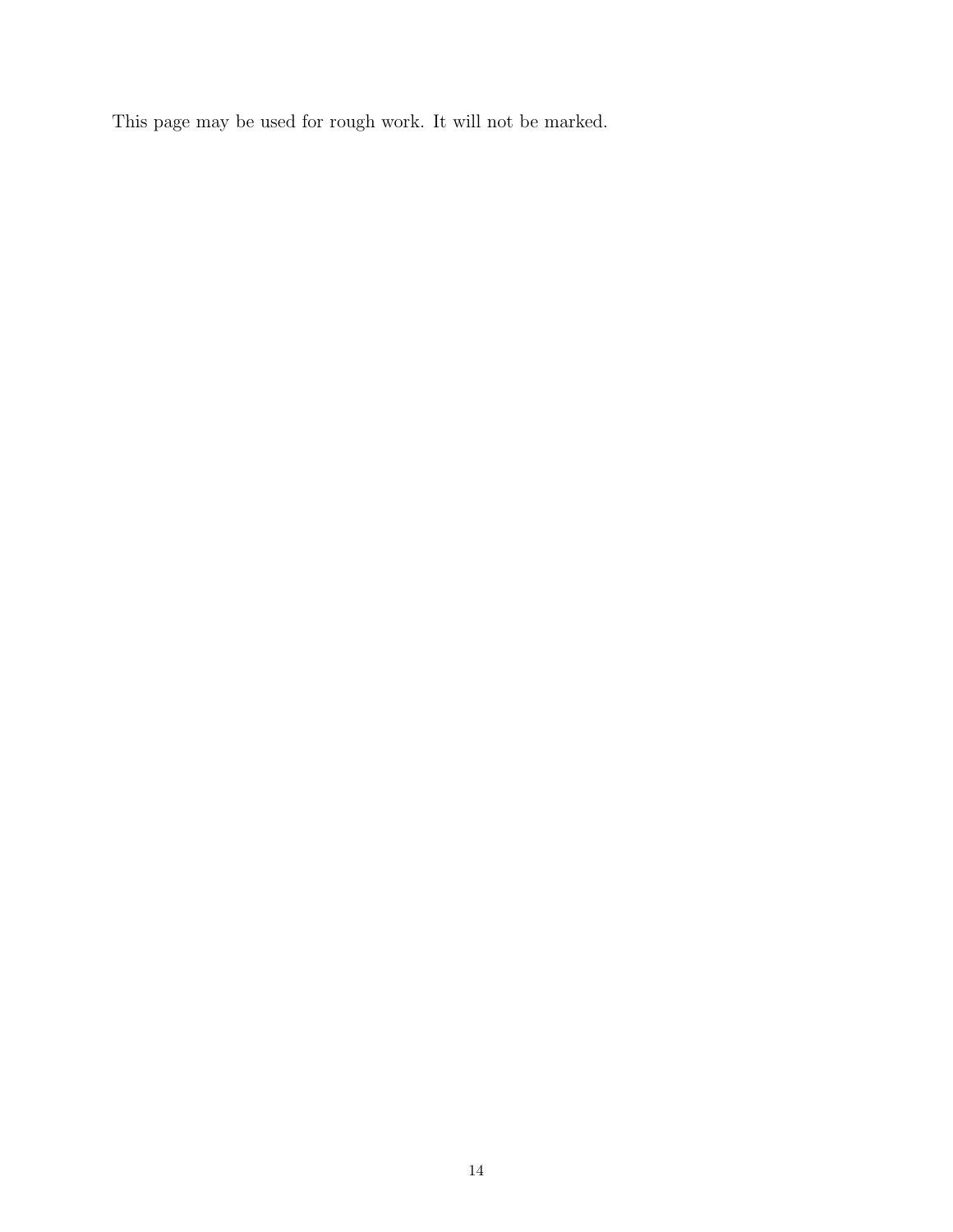This page may be used for rough work. It will not be marked.